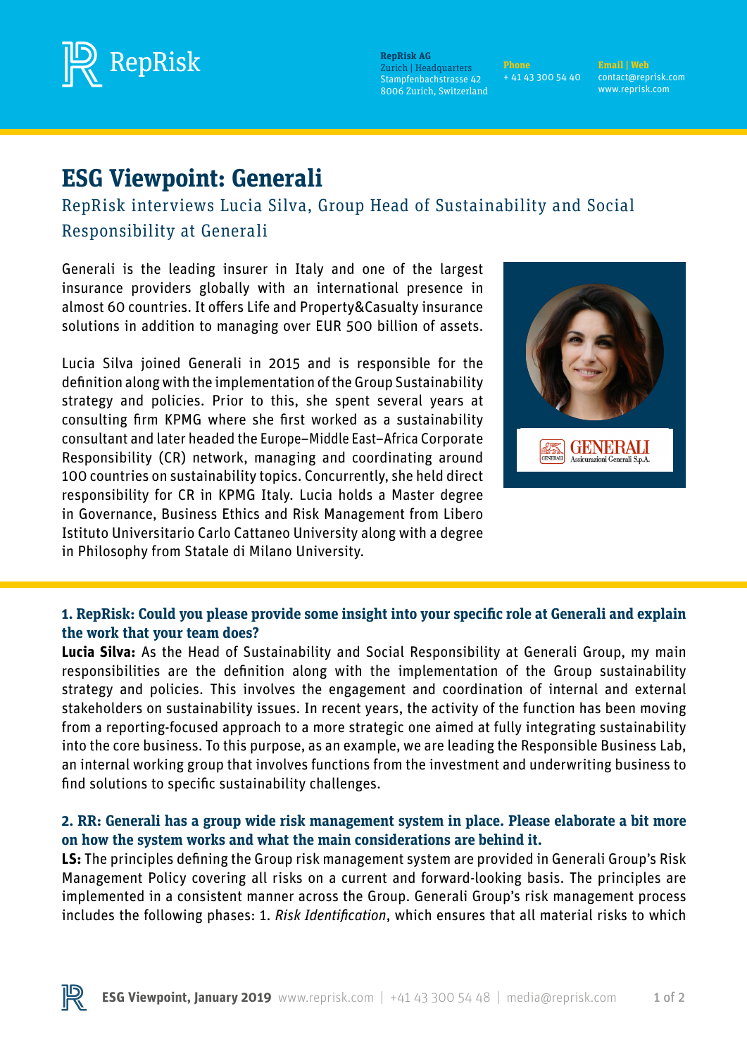RepRisk AG
Zurich | Headquarters
Stampfenbachstrasse 42
8006 Zurich, Switzerland

**Phone**
+ 41 43 300 54 40

**Email | Web**
contact@reprisk.com
www.reprisk.com

# ESG Viewpoint: Generali

## RepRisk interviews Lucia Silva, Group Head of Sustainability and Social Responsibility at Generali

Generali is the leading insurer in Italy and one of the largest insurance providers globally with an international presence in almost 60 countries. It offers Life and Property&Casualty insurance solutions in addition to managing over EUR 500 billion of assets.

Lucia Silva joined Generali in 2015 and is responsible for the definition along with the implementation of the Group Sustainability strategy and policies. Prior to this, she spent several years at consulting firm KPMG where she first worked as a sustainability consultant and later headed the Europe–Middle East–Africa Corporate Responsibility (CR) network, managing and coordinating around 100 countries on sustainability topics. Concurrently, she held direct responsibility for CR in KPMG Italy. Lucia holds a Master degree in Governance, Business Ethics and Risk Management from Libero Istituto Universitario Carlo Cattaneo University along with a degree in Philosophy from Statale di Milano University.

### 1. RepRisk: Could you please provide some insight into your specific role at Generali and explain the work that your team does?

**Lucia Silva:** As the Head of Sustainability and Social Responsibility at Generali Group, my main responsibilities are the definition along with the implementation of the Group sustainability strategy and policies. This involves the engagement and coordination of internal and external stakeholders on sustainability issues. In recent years, the activity of the function has been moving from a reporting-focused approach to a more strategic one aimed at fully integrating sustainability into the core business. To this purpose, as an example, we are leading the Responsible Business Lab, an internal working group that involves functions from the investment and underwriting business to find solutions to specific sustainability challenges.

### 2. RR: Generali has a group wide risk management system in place. Please elaborate a bit more on how the system works and what the main considerations are behind it.

**LS:** The principles defining the Group risk management system are provided in Generali Group's Risk Management Policy covering all risks on a current and forward-looking basis. The principles are implemented in a consistent manner across the Group. Generali Group's risk management process includes the following phases: 1. *Risk Identification*, which ensures that all material risks to which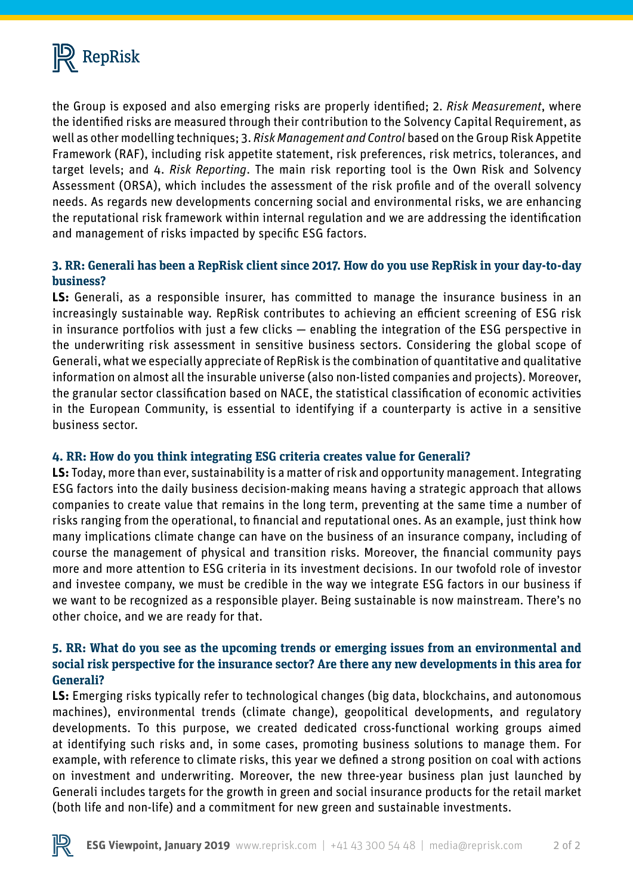the Group is exposed and also emerging risks are properly identified; 2. *Risk Measurement*, where the identified risks are measured through their contribution to the Solvency Capital Requirement, as well as other modelling techniques; 3. *Risk Management and Control* based on the Group Risk Appetite Framework (RAF), including risk appetite statement, risk preferences, risk metrics, tolerances, and target levels; and 4. *Risk Reporting*. The main risk reporting tool is the Own Risk and Solvency Assessment (ORSA), which includes the assessment of the risk profile and of the overall solvency needs. As regards new developments concerning social and environmental risks, we are enhancing the reputational risk framework within internal regulation and we are addressing the identification and management of risks impacted by specific ESG factors.

### 3. RR: Generali has been a RepRisk client since 2017. How do you use RepRisk in your day-to-day business?

**LS:** Generali, as a responsible insurer, has committed to manage the insurance business in an increasingly sustainable way. RepRisk contributes to achieving an efficient screening of ESG risk in insurance portfolios with just a few clicks — enabling the integration of the ESG perspective in the underwriting risk assessment in sensitive business sectors. Considering the global scope of Generali, what we especially appreciate of RepRisk is the combination of quantitative and qualitative information on almost all the insurable universe (also non-listed companies and projects). Moreover, the granular sector classification based on NACE, the statistical classification of economic activities in the European Community, is essential to identifying if a counterparty is active in a sensitive business sector.

### 4. RR: How do you think integrating ESG criteria creates value for Generali?

**LS:** Today, more than ever, sustainability is a matter of risk and opportunity management. Integrating ESG factors into the daily business decision-making means having a strategic approach that allows companies to create value that remains in the long term, preventing at the same time a number of risks ranging from the operational, to financial and reputational ones. As an example, just think how many implications climate change can have on the business of an insurance company, including of course the management of physical and transition risks. Moreover, the financial community pays more and more attention to ESG criteria in its investment decisions. In our twofold role of investor and investee company, we must be credible in the way we integrate ESG factors in our business if we want to be recognized as a responsible player. Being sustainable is now mainstream. There's no other choice, and we are ready for that.

### 5. RR: What do you see as the upcoming trends or emerging issues from an environmental and social risk perspective for the insurance sector? Are there any new developments in this area for Generali?

**LS:** Emerging risks typically refer to technological changes (big data, blockchains, and autonomous machines), environmental trends (climate change), geopolitical developments, and regulatory developments. To this purpose, we created dedicated cross-functional working groups aimed at identifying such risks and, in some cases, promoting business solutions to manage them. For example, with reference to climate risks, this year we defined a strong position on coal with actions on investment and underwriting. Moreover, the new three-year business plan just launched by Generali includes targets for the growth in green and social insurance products for the retail market (both life and non-life) and a commitment for new green and sustainable investments.